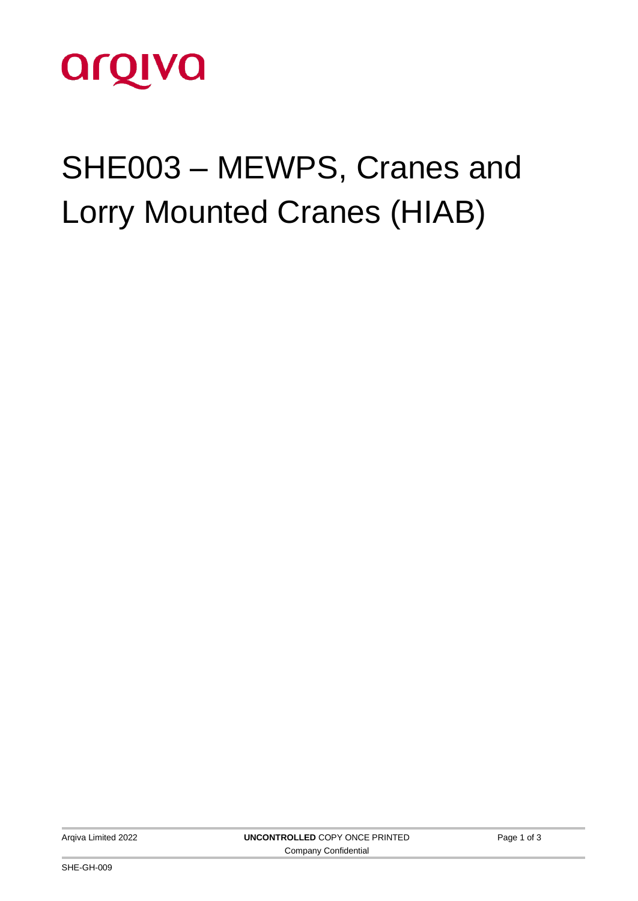arqiva

# SHE003 – MEWPS, Cranes and Lorry Mounted Cranes (HIAB)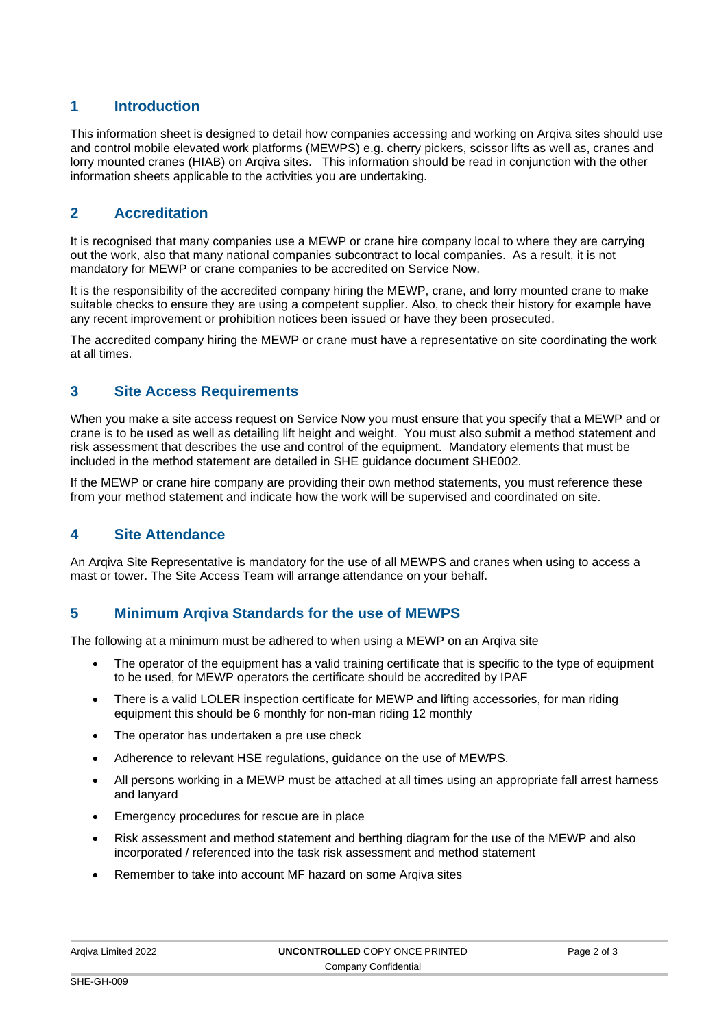## 1 Introduction

This information sheet is designed to detail how companies accessing and working on Arqiva sites should use and control mobile elevated work platforms (MEWPS) e.g. cherry pickers, scissor lifts as well as, cranes and lorry mounted cranes (HIAB) on Arqiva sites. This information should be read in conjunction with the other information sheets applicable to the activities you are undertaking.

## 2 Accreditation

It is recognised that many companies use a MEWP or crane hire company local to where they are carrying out the work, also that many national companies subcontract to local companies. As a result, it is not mandatory for MEWP or crane companies to be accredited on Service Now.

It is the responsibility of the accredited company hiring the MEWP, crane, and lorry mounted crane to make suitable checks to ensure they are using a competent supplier. Also, to check their history for example have any recent improvement or prohibition notices been issued or have they been prosecuted.

The accredited company hiring the MEWP or crane must have a representative on site coordinating the work at all times.

## 3 Site Access Requirements

When you make a site access request on Service Now you must ensure that you specify that a MEWP and or crane is to be used as well as detailing lift height and weight. You must also submit a method statement and risk assessment that describes the use and control of the equipment. Mandatory elements that must be included in the method statement are detailed in SHE guidance document SHE002.

If the MEWP or crane hire company are providing their own method statements, you must reference these from your method statement and indicate how the work will be supervised and coordinated on site.

## 4 Site Attendance

An Arqiva Site Representative is mandatory for the use of all MEWPS and cranes when using to access a mast or tower. The Site Access Team will arrange attendance on your behalf.

## 5 Minimum Arqiva Standards for the use of MEWPS

The following at a minimum must be adhered to when using a MEWP on an Arqiva site

- The operator of the equipment has a valid training certificate that is specific to the type of equipment to be used, for MEWP operators the certificate should be accredited by IPAF
- There is a valid LOLER inspection certificate for MEWP and lifting accessories, for man riding equipment this should be 6 monthly for non-man riding 12 monthly
- The operator has undertaken a pre use check
- Adherence to relevant HSE regulations, guidance on the use of MEWPS.
- All persons working in a MEWP must be attached at all times using an appropriate fall arrest harness and lanyard
- Emergency procedures for rescue are in place
- Risk assessment and method statement and berthing diagram for the use of the MEWP and also incorporated / referenced into the task risk assessment and method statement
- Remember to take into account MF hazard on some Arqiva sites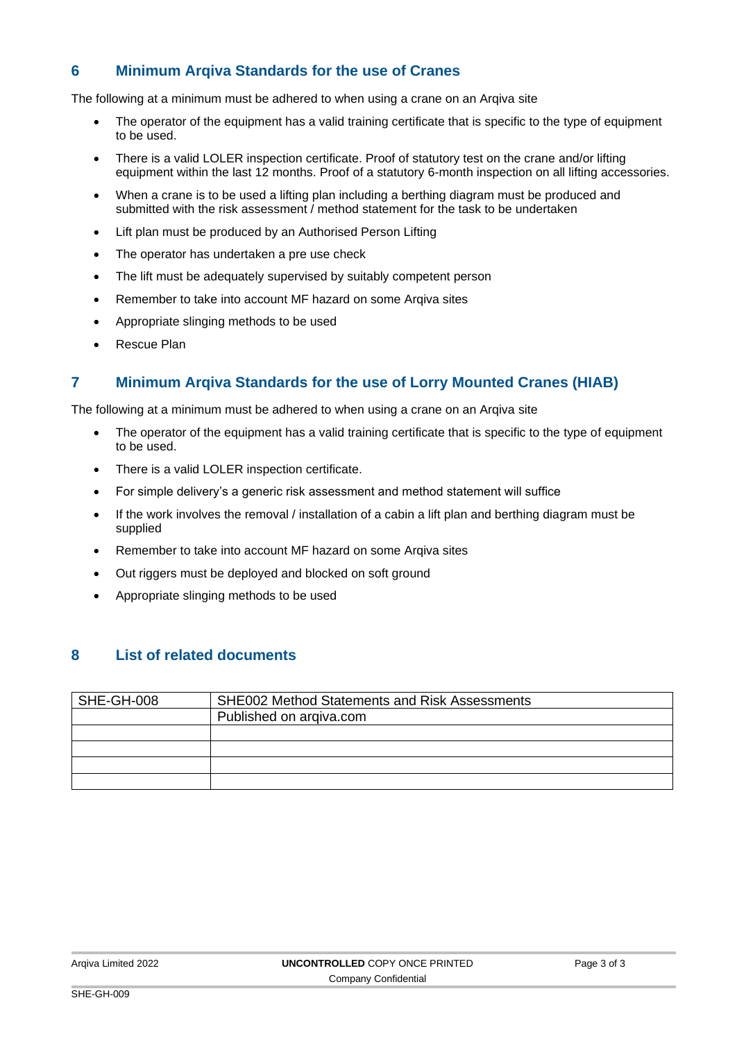## 6 Minimum Arqiva Standards for the use of Cranes

The following at a minimum must be adhered to when using a crane on an Arqiva site

- The operator of the equipment has a valid training certificate that is specific to the type of equipment to be used.
- There is a valid LOLER inspection certificate. Proof of statutory test on the crane and/or lifting equipment within the last 12 months. Proof of a statutory 6-month inspection on all lifting accessories.
- When a crane is to be used a lifting plan including a berthing diagram must be produced and submitted with the risk assessment / method statement for the task to be undertaken
- Lift plan must be produced by an Authorised Person Lifting
- The operator has undertaken a pre use check
- The lift must be adequately supervised by suitably competent person
- Remember to take into account MF hazard on some Arqiva sites
- Appropriate slinging methods to be used
- Rescue Plan

## 7 Minimum Arqiva Standards for the use of Lorry Mounted Cranes (HIAB)

The following at a minimum must be adhered to when using a crane on an Arqiva site

- The operator of the equipment has a valid training certificate that is specific to the type of equipment to be used.
- There is a valid LOLER inspection certificate.
- For simple delivery's a generic risk assessment and method statement will suffice
- If the work involves the removal / installation of a cabin a lift plan and berthing diagram must be supplied
- Remember to take into account MF hazard on some Arqiva sites
- Out riggers must be deployed and blocked on soft ground
- Appropriate slinging methods to be used

## 8 List of related documents

| | |
|---|---|
| SHE-GH-008 | SHE002 Method Statements and Risk Assessments |
| | Published on arqiva.com |
| | |
| | |
| | |
| | |